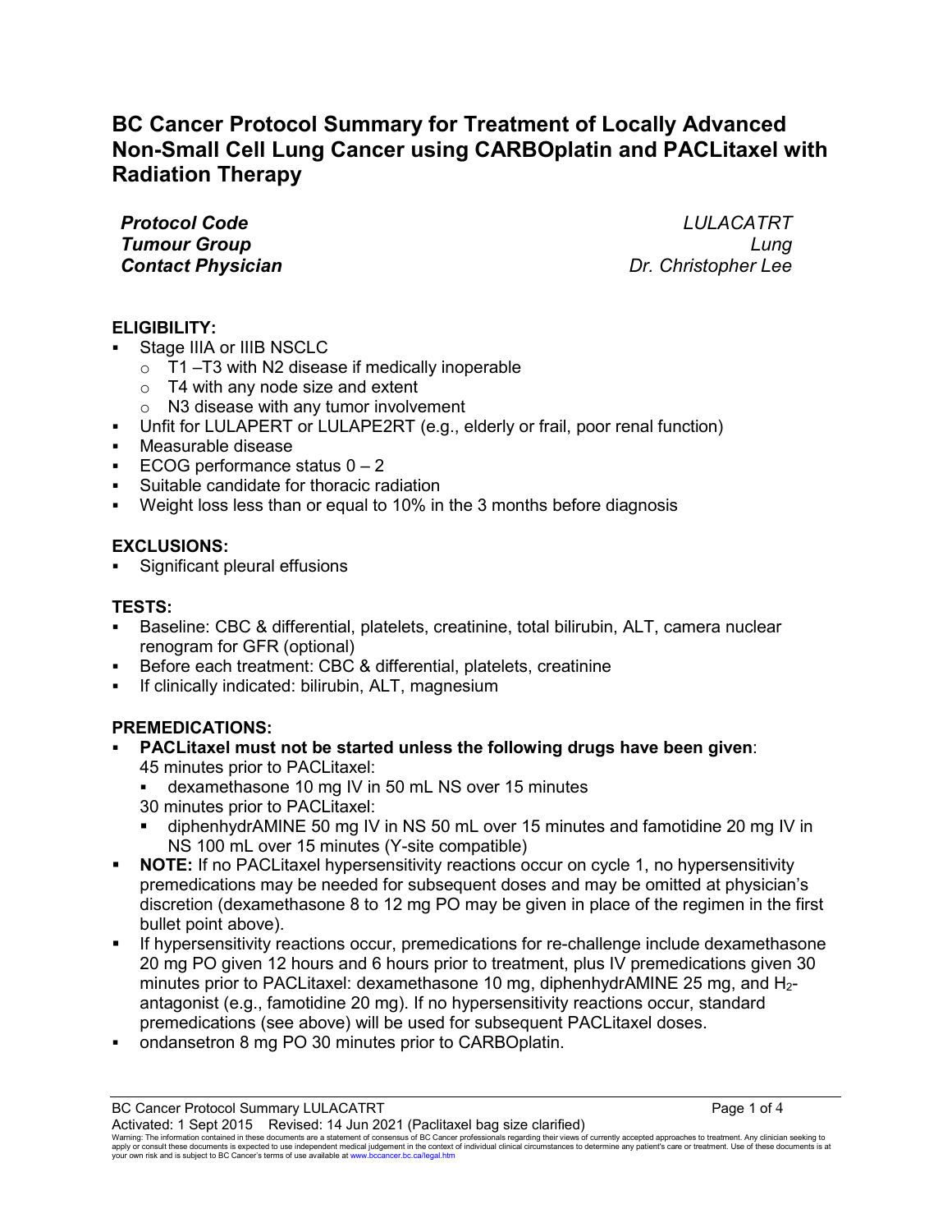# BC Cancer Protocol Summary for Treatment of Locally Advanced Non-Small Cell Lung Cancer using CARBOplatin and PACLitaxel with Radiation Therapy

| | |
|---|---|
| ***Protocol Code*** | *LULACATRT* |
| ***Tumour Group*** | *Lung* |
| ***Contact Physician*** | *Dr. Christopher Lee* |

**ELIGIBILITY:**

- Stage IIIA or IIIB NSCLC
  - T1 –T3 with N2 disease if medically inoperable
  - T4 with any node size and extent
  - N3 disease with any tumor involvement
- Unfit for LULAPERT or LULAPE2RT (e.g., elderly or frail, poor renal function)
- Measurable disease
- ECOG performance status 0 – 2
- Suitable candidate for thoracic radiation
- Weight loss less than or equal to 10% in the 3 months before diagnosis

**EXCLUSIONS:**

- Significant pleural effusions

**TESTS:**

- Baseline: CBC & differential, platelets, creatinine, total bilirubin, ALT, camera nuclear renogram for GFR (optional)
- Before each treatment: CBC & differential, platelets, creatinine
- If clinically indicated: bilirubin, ALT, magnesium

**PREMEDICATIONS:**

- **PACLitaxel must not be started unless the following drugs have been given**:
  45 minutes prior to PACLitaxel:
  - dexamethasone 10 mg IV in 50 mL NS over 15 minutes

  30 minutes prior to PACLitaxel:
  - diphenhydrAMINE 50 mg IV in NS 50 mL over 15 minutes and famotidine 20 mg IV in NS 100 mL over 15 minutes (Y-site compatible)
- **NOTE:** If no PACLitaxel hypersensitivity reactions occur on cycle 1, no hypersensitivity premedications may be needed for subsequent doses and may be omitted at physician's discretion (dexamethasone 8 to 12 mg PO may be given in place of the regimen in the first bullet point above).
- If hypersensitivity reactions occur, premedications for re-challenge include dexamethasone 20 mg PO given 12 hours and 6 hours prior to treatment, plus IV premedications given 30 minutes prior to PACLitaxel: dexamethasone 10 mg, diphenhydrAMINE 25 mg, and $H_2$-antagonist (e.g., famotidine 20 mg). If no hypersensitivity reactions occur, standard premedications (see above) will be used for subsequent PACLitaxel doses.
- ondansetron 8 mg PO 30 minutes prior to CARBOplatin.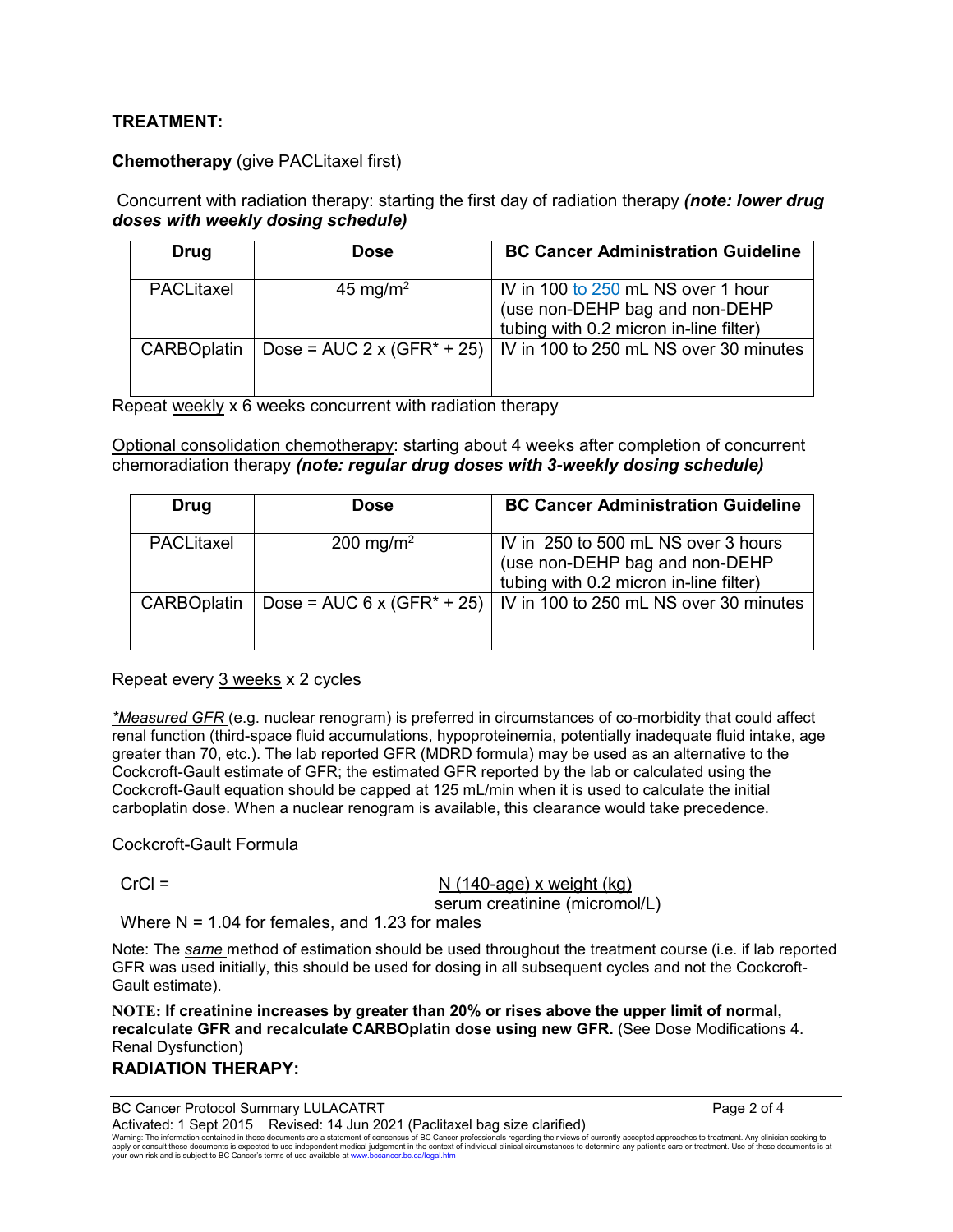**TREATMENT:**

**Chemotherapy** (give PACLitaxel first)

Concurrent with radiation therapy: starting the first day of radiation therapy ***(note: lower drug doses with weekly dosing schedule)***

| Drug | Dose | BC Cancer Administration Guideline |
| --- | --- | --- |
| PACLitaxel | 45 mg/m$^2$ | IV in 100 to 250 mL NS over 1 hour (use non-DEHP bag and non-DEHP tubing with 0.2 micron in-line filter) |
| CARBOplatin | Dose = AUC 2 x (GFR* + 25) | IV in 100 to 250 mL NS over 30 minutes |

Repeat weekly x 6 weeks concurrent with radiation therapy

Optional consolidation chemotherapy: starting about 4 weeks after completion of concurrent chemoradiation therapy ***(note: regular drug doses with 3-weekly dosing schedule)***

| Drug | Dose | BC Cancer Administration Guideline |
| --- | --- | --- |
| PACLitaxel | 200 mg/m$^2$ | IV in 250 to 500 mL NS over 3 hours (use non-DEHP bag and non-DEHP tubing with 0.2 micron in-line filter) |
| CARBOplatin | Dose = AUC 6 x (GFR* + 25) | IV in 100 to 250 mL NS over 30 minutes |

Repeat every 3 weeks x 2 cycles

*\*Measured GFR* (e.g. nuclear renogram) is preferred in circumstances of co-morbidity that could affect renal function (third-space fluid accumulations, hypoproteinemia, potentially inadequate fluid intake, age greater than 70, etc.). The lab reported GFR (MDRD formula) may be used as an alternative to the Cockcroft-Gault estimate of GFR; the estimated GFR reported by the lab or calculated using the Cockcroft-Gault equation should be capped at 125 mL/min when it is used to calculate the initial carboplatin dose. When a nuclear renogram is available, this clearance would take precedence.

Cockcroft-Gault Formula

$$CrCl = \frac{N\ (140 - age) \times weight\ (kg)}{serum\ creatinine\ (micromol/L)}$$

Where N = 1.04 for females, and 1.23 for males

Note: The *same* method of estimation should be used throughout the treatment course (i.e. if lab reported GFR was used initially, this should be used for dosing in all subsequent cycles and not the Cockcroft-Gault estimate).

**NOTE: If creatinine increases by greater than 20% or rises above the upper limit of normal, recalculate GFR and recalculate CARBOplatin dose using new GFR.** (See Dose Modifications 4. Renal Dysfunction)

**RADIATION THERAPY:**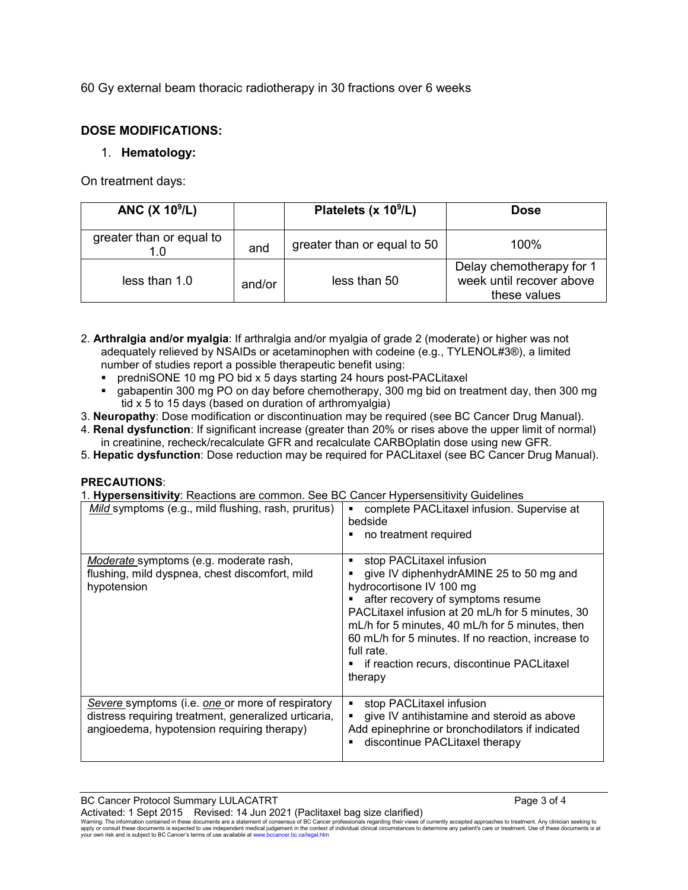60 Gy external beam thoracic radiotherapy in 30 fractions over 6 weeks

## DOSE MODIFICATIONS:

1. **Hematology:**

On treatment days:

| ANC ($X 10^9/L$) | | Platelets ($x 10^9/L$) | Dose |
|---|---|---|---|
| greater than or equal to 1.0 | and | greater than or equal to 50 | 100% |
| less than 1.0 | and/or | less than 50 | Delay chemotherapy for 1 week until recover above these values |

2. **Arthralgia and/or myalgia**: If arthralgia and/or myalgia of grade 2 (moderate) or higher was not adequately relieved by NSAIDs or acetaminophen with codeine (e.g., TYLENOL#3®), a limited number of studies report a possible therapeutic benefit using:
   - predniSONE 10 mg PO bid x 5 days starting 24 hours post-PACLitaxel
   - gabapentin 300 mg PO on day before chemotherapy, 300 mg bid on treatment day, then 300 mg tid x 5 to 15 days (based on duration of arthromyalgia)
3. **Neuropathy**: Dose modification or discontinuation may be required (see BC Cancer Drug Manual).
4. **Renal dysfunction**: If significant increase (greater than 20% or rises above the upper limit of normal) in creatinine, recheck/recalculate GFR and recalculate CARBOplatin dose using new GFR.
5. **Hepatic dysfunction**: Dose reduction may be required for PACLitaxel (see BC Cancer Drug Manual).

**PRECAUTIONS**:

1. **Hypersensitivity**: Reactions are common. See BC Cancer Hypersensitivity Guidelines

| | |
|---|---|
| *Mild* symptoms (e.g., mild flushing, rash, pruritus) | ▪ complete PACLitaxel infusion. Supervise at bedside<br>▪ no treatment required |
| *Moderate* symptoms (e.g. moderate rash, flushing, mild dyspnea, chest discomfort, mild hypotension | ▪ stop PACLitaxel infusion<br>▪ give IV diphenhydrAMINE 25 to 50 mg and hydrocortisone IV 100 mg<br>▪ after recovery of symptoms resume PACLitaxel infusion at 20 mL/h for 5 minutes, 30 mL/h for 5 minutes, 40 mL/h for 5 minutes, then 60 mL/h for 5 minutes. If no reaction, increase to full rate.<br>▪ if reaction recurs, discontinue PACLitaxel therapy |
| *Severe* symptoms (i.e. *one* or more of respiratory distress requiring treatment, generalized urticaria, angioedema, hypotension requiring therapy) | ▪ stop PACLitaxel infusion<br>▪ give IV antihistamine and steroid as above Add epinephrine or bronchodilators if indicated<br>▪ discontinue PACLitaxel therapy |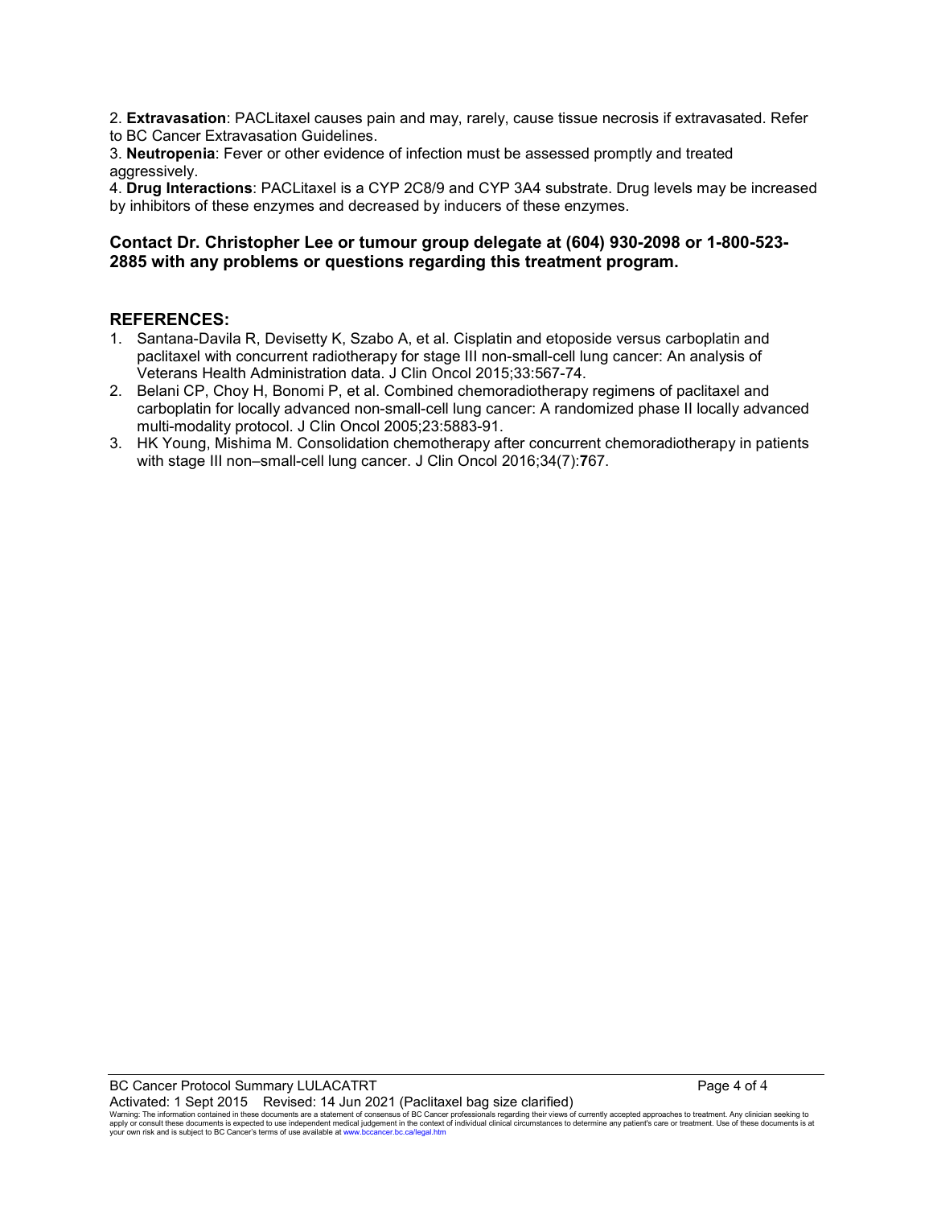2. **Extravasation**: PACLitaxel causes pain and may, rarely, cause tissue necrosis if extravasated. Refer to BC Cancer Extravasation Guidelines.
3. **Neutropenia**: Fever or other evidence of infection must be assessed promptly and treated aggressively.
4. **Drug Interactions**: PACLitaxel is a CYP 2C8/9 and CYP 3A4 substrate. Drug levels may be increased by inhibitors of these enzymes and decreased by inducers of these enzymes.

**Contact Dr. Christopher Lee or tumour group delegate at (604) 930-2098 or 1-800-523-2885 with any problems or questions regarding this treatment program.**

## REFERENCES:

1. Santana-Davila R, Devisetty K, Szabo A, et al. Cisplatin and etoposide versus carboplatin and paclitaxel with concurrent radiotherapy for stage III non-small-cell lung cancer: An analysis of Veterans Health Administration data. J Clin Oncol 2015;33:567-74.
2. Belani CP, Choy H, Bonomi P, et al. Combined chemoradiotherapy regimens of paclitaxel and carboplatin for locally advanced non-small-cell lung cancer: A randomized phase II locally advanced multi-modality protocol. J Clin Oncol 2005;23:5883-91.
3. HK Young, Mishima M. Consolidation chemotherapy after concurrent chemoradiotherapy in patients with stage III non–small-cell lung cancer. J Clin Oncol 2016;34(7):767.

BC Cancer Protocol Summary LULACATRT
Activated: 1 Sept 2015 Revised: 14 Jun 2021 (Paclitaxel bag size clarified)
Warning: The information contained in these documents are a statement of consensus of BC Cancer professionals regarding their views of currently accepted approaches to treatment. Any clinician seeking to apply or consult these documents is expected to use independent medical judgement in the context of individual clinical circumstances to determine any patient's care or treatment. Use of these documents is at your own risk and is subject to BC Cancer's terms of use available at www.bccancer.bc.ca/legal.htm